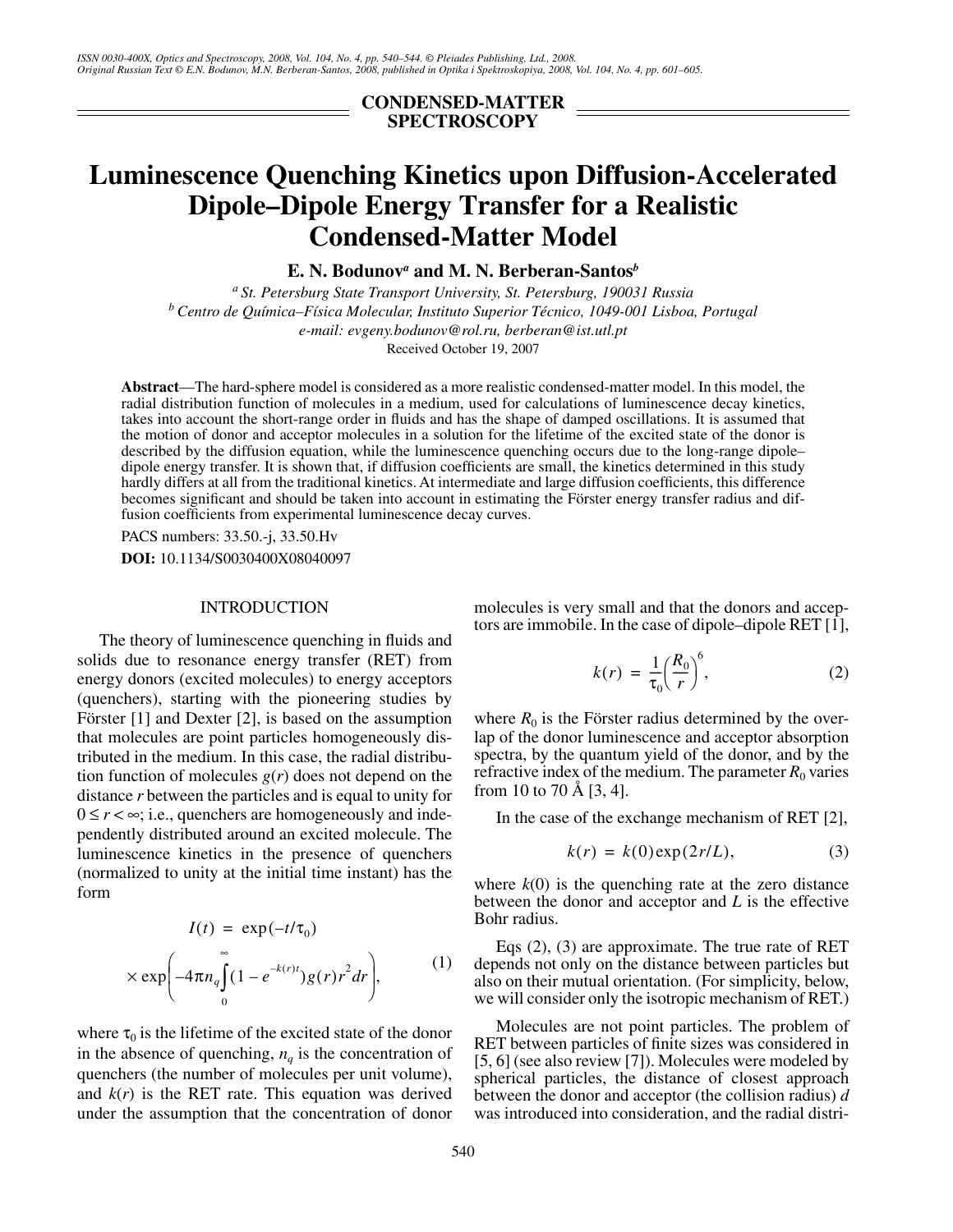CONDENSED-MATTER SPECTROSCOPY

# Luminescence Quenching Kinetics upon Diffusion-Accelerated Dipole–Dipole Energy Transfer for a Realistic Condensed-Matter Model

**E. N. Bodunov[a] and M. N. Berberan-Santos[b]**

[a] St. Petersburg State Transport University, St. Petersburg, 190031 Russia
[b] Centro de Química–Física Molecular, Instituto Superior Técnico, 1049-001 Lisboa, Portugal
e-mail: evgeny.bodunov@rol.ru, berberan@ist.utl.pt

Received October 19, 2007

**Abstract**—The hard-sphere model is considered as a more realistic condensed-matter model. In this model, the radial distribution function of molecules in a medium, used for calculations of luminescence decay kinetics, takes into account the short-range order in fluids and has the shape of damped oscillations. It is assumed that the motion of donor and acceptor molecules in a solution for the lifetime of the excited state of the donor is described by the diffusion equation, while the luminescence quenching occurs due to the long-range dipole–dipole energy transfer. It is shown that, if diffusion coefficients are small, the kinetics determined in this study hardly differs at all from the traditional kinetics. At intermediate and large diffusion coefficients, this difference becomes significant and should be taken into account in estimating the Förster energy transfer radius and diffusion coefficients from experimental luminescence decay curves.

PACS numbers: 33.50.-j, 33.50.Hv

**DOI:** 10.1134/S0030400X08040097

## INTRODUCTION

The theory of luminescence quenching in fluids and solids due to resonance energy transfer (RET) from energy donors (excited molecules) to energy acceptors (quenchers), starting with the pioneering studies by Förster [1] and Dexter [2], is based on the assumption that molecules are point particles homogeneously distributed in the medium. In this case, the radial distribution function of molecules $g(r)$ does not depend on the distance $r$ between the particles and is equal to unity for $0 \le r < \infty$; i.e., quenchers are homogeneously and independently distributed around an excited molecule. The luminescence kinetics in the presence of quenchers (normalized to unity at the initial time instant) has the form

$$I(t) = \exp(-t/\tau_0) \times \exp\left(-4\pi n_q \int_0^\infty (1 - e^{-k(r)t}) g(r) r^2 dr\right), \quad (1)$$

where $\tau_0$ is the lifetime of the excited state of the donor in the absence of quenching, $n_q$ is the concentration of quenchers (the number of molecules per unit volume), and $k(r)$ is the RET rate. This equation was derived under the assumption that the concentration of donor molecules is very small and that the donors and acceptors are immobile. In the case of dipole–dipole RET [1],

$$k(r) = \frac{1}{\tau_0}\left(\frac{R_0}{r}\right)^6, \quad (2)$$

where $R_0$ is the Förster radius determined by the overlap of the donor luminescence and acceptor absorption spectra, by the quantum yield of the donor, and by the refractive index of the medium. The parameter $R_0$ varies from 10 to 70 Å [3, 4].

In the case of the exchange mechanism of RET [2],

$$k(r) = k(0)\exp(2r/L), \quad (3)$$

where $k(0)$ is the quenching rate at the zero distance between the donor and acceptor and $L$ is the effective Bohr radius.

Eqs (2), (3) are approximate. The true rate of RET depends not only on the distance between particles but also on their mutual orientation. (For simplicity, below, we will consider only the isotropic mechanism of RET.)

Molecules are not point particles. The problem of RET between particles of finite sizes was considered in [5, 6] (see also review [7]). Molecules were modeled by spherical particles, the distance of closest approach between the donor and acceptor (the collision radius) $d$ was introduced into consideration, and the radial distri-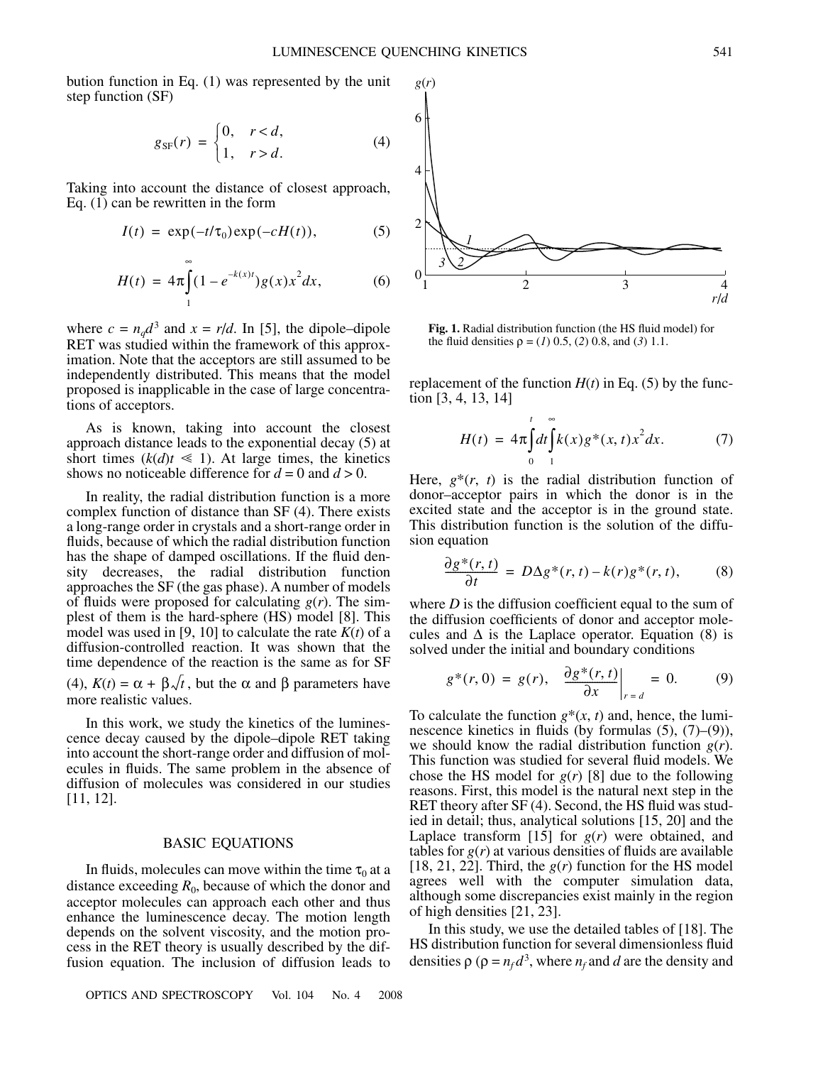bution function in Eq. (1) was represented by the unit step function (SF)

$$g_{\mathrm{SF}}(r) = \begin{cases} 0, & r < d, \\ 1, & r > d. \end{cases} \tag{4}$$

Taking into account the distance of closest approach, Eq. (1) can be rewritten in the form

$$I(t) = \exp(-t/\tau_0)\exp(-cH(t)), \tag{5}$$

$$H(t) = 4\pi\int_1^{\infty}(1 - e^{-k(x)t})g(x)x^2dx, \tag{6}$$

where $c = n_q d^3$ and $x = r/d$. In [5], the dipole–dipole RET was studied within the framework of this approximation. Note that the acceptors are still assumed to be independently distributed. This means that the model proposed is inapplicable in the case of large concentrations of acceptors.

As is known, taking into account the closest approach distance leads to the exponential decay (5) at short times ($k(d)t \ll 1$). At large times, the kinetics shows no noticeable difference for $d = 0$ and $d > 0$.

In reality, the radial distribution function is a more complex function of distance than SF (4). There exists a long-range order in crystals and a short-range order in fluids, because of which the radial distribution function has the shape of damped oscillations. If the fluid density decreases, the radial distribution function approaches the SF (the gas phase). A number of models of fluids were proposed for calculating $g(r)$. The simplest of them is the hard-sphere (HS) model [8]. This model was used in [9, 10] to calculate the rate $K(t)$ of a diffusion-controlled reaction. It was shown that the time dependence of the reaction is the same as for SF (4), $K(t) = \alpha + \beta\sqrt{t}$, but the $\alpha$ and $\beta$ parameters have more realistic values.

In this work, we study the kinetics of the luminescence decay caused by the dipole–dipole RET taking into account the short-range order and diffusion of molecules in fluids. The same problem in the absence of diffusion of molecules was considered in our studies [11, 12].

## BASIC EQUATIONS

In fluids, molecules can move within the time $\tau_0$ at a distance exceeding $R_0$, because of which the donor and acceptor molecules can approach each other and thus enhance the luminescence decay. The motion length depends on the solvent viscosity, and the motion process in the RET theory is usually described by the diffusion equation. The inclusion of diffusion leads to replacement of the function $H(t)$ in Eq. (5) by the function [3, 4, 13, 14]

$$H(t) = 4\pi\int_0^t dt\int_1^{\infty}k(x)g^*(x,t)x^2dx. \tag{7}$$

Here, $g^*(r, t)$ is the radial distribution function of donor–acceptor pairs in which the donor is in the excited state and the acceptor is in the ground state. This distribution function is the solution of the diffusion equation

$$\frac{\partial g^*(r,t)}{\partial t} = D\Delta g^*(r,t) - k(r)g^*(r,t), \tag{8}$$

where $D$ is the diffusion coefficient equal to the sum of the diffusion coefficients of donor and acceptor molecules and $\Delta$ is the Laplace operator. Equation (8) is solved under the initial and boundary conditions

$$g^*(r,0) = g(r), \quad \left.\frac{\partial g^*(r,t)}{\partial x}\right|_{r=d} = 0. \tag{9}$$

To calculate the function $g^*(x, t)$ and, hence, the luminescence kinetics in fluids (by formulas (5), (7)–(9)), we should know the radial distribution function $g(r)$. This function was studied for several fluid models. We chose the HS model for $g(r)$ [8] due to the following reasons. First, this model is the natural next step in the RET theory after SF (4). Second, the HS fluid was studied in detail; thus, analytical solutions [15, 20] and the Laplace transform [15] for $g(r)$ were obtained, and tables for $g(r)$ at various densities of fluids are available [18, 21, 22]. Third, the $g(r)$ function for the HS model agrees well with the computer simulation data, although some discrepancies exist mainly in the region of high densities [21, 23].

In this study, we use the detailed tables of [18]. The HS distribution function for several dimensionless fluid densities $\rho$ ($\rho = n_f d^3$, where $n_f$ and $d$ are the density and

**Fig. 1.** Radial distribution function (the HS fluid model) for the fluid densities $\rho$ = (*1*) 0.5, (*2*) 0.8, and (*3*) 1.1.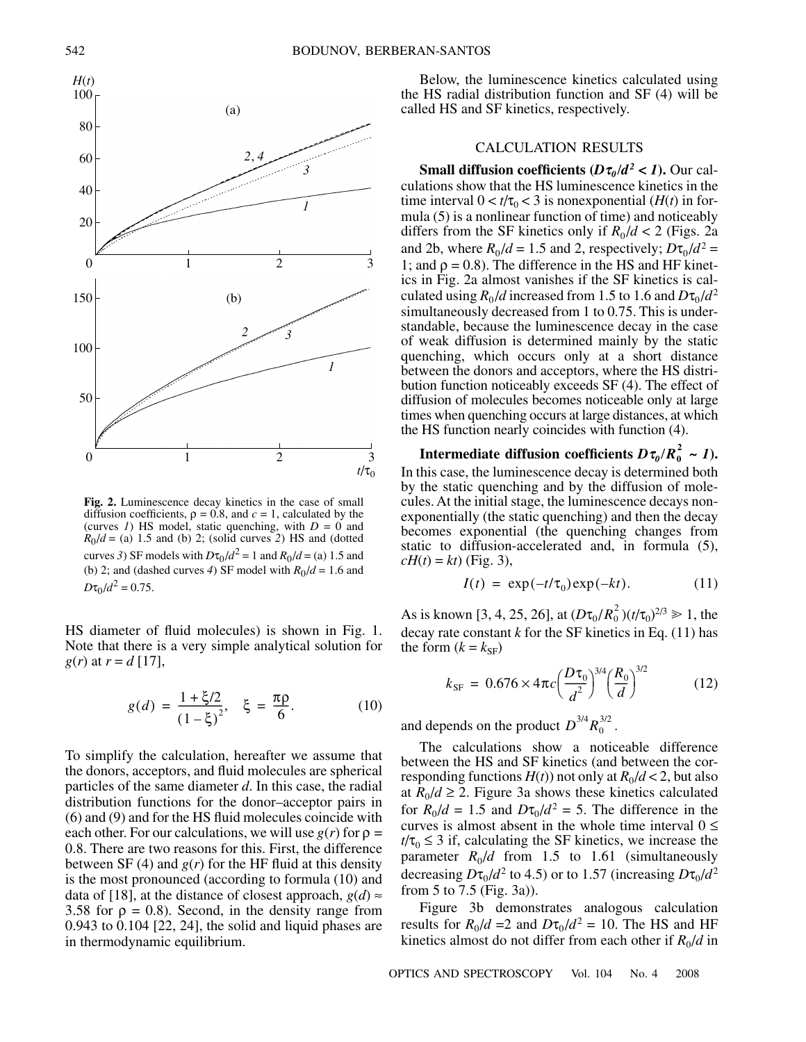Fig. 2. Luminescence decay kinetics in the case of small diffusion coefficients, $\rho = 0.8$, and $c = 1$, calculated by the (curves *1*) HS model, static quenching, with $D = 0$ and $R_0/d$ = (a) 1.5 and (b) 2; (solid curves *2*) HS and (dotted curves *3*) SF models with $D\tau_0/d^2 = 1$ and $R_0/d$ = (a) 1.5 and (b) 2; and (dashed curves *4*) SF model with $R_0/d = 1.6$ and $D\tau_0/d^2 = 0.75$.

HS diameter of fluid molecules) is shown in Fig. 1. Note that there is a very simple analytical solution for $g(r)$ at $r = d$ [17],

$$g(d) = \frac{1 + \xi/2}{(1 - \xi)^2}, \quad \xi = \frac{\pi\rho}{6}. \tag{10}$$

To simplify the calculation, hereafter we assume that the donors, acceptors, and fluid molecules are spherical particles of the same diameter $d$. In this case, the radial distribution functions for the donor–acceptor pairs in (6) and (9) and for the HS fluid molecules coincide with each other. For our calculations, we will use $g(r)$ for $\rho = 0.8$. There are two reasons for this. First, the difference between SF (4) and $g(r)$ for the HF fluid at this density is the most pronounced (according to formula (10) and data of [18], at the distance of closest approach, $g(d) \approx 3.58$ for $\rho = 0.8$). Second, in the density range from 0.943 to 0.104 [22, 24], the solid and liquid phases are in thermodynamic equilibrium.

Below, the luminescence kinetics calculated using the HS radial distribution function and SF (4) will be called HS and SF kinetics, respectively.

## CALCULATION RESULTS

**Small diffusion coefficients ($D\tau_0/d^2 < 1$).** Our calculations show that the HS luminescence kinetics in the time interval $0 < t/\tau_0 < 3$ is nonexponential ($H(t)$ in formula (5) is a nonlinear function of time) and noticeably differs from the SF kinetics only if $R_0/d < 2$ (Figs. 2a and 2b, where $R_0/d = 1.5$ and 2, respectively; $D\tau_0/d^2 = 1$; and $\rho = 0.8$). The difference in the HS and HF kinetics in Fig. 2a almost vanishes if the SF kinetics is calculated using $R_0/d$ increased from 1.5 to 1.6 and $D\tau_0/d^2$ simultaneously decreased from 1 to 0.75. This is understandable, because the luminescence decay in the case of weak diffusion is determined mainly by the static quenching, which occurs only at a short distance between the donors and acceptors, where the HS distribution function noticeably exceeds SF (4). The effect of diffusion of molecules becomes noticeable only at large times when quenching occurs at large distances, at which the HS function nearly coincides with function (4).

**Intermediate diffusion coefficients $D\tau_0/R_0^2 \sim 1$).** In this case, the luminescence decay is determined both by the static quenching and by the diffusion of molecules. At the initial stage, the luminescence decays nonexponentially (the static quenching) and then the decay becomes exponential (the quenching changes from static to diffusion-accelerated and, in formula (5), $cH(t) = kt$) (Fig. 3),

$$I(t) = \exp(-t/\tau_0)\exp(-kt). \tag{11}$$

As is known [3, 4, 25, 26], at $(D\tau_0/R_0^2)(t/\tau_0)^{2/3} \gg 1$, the decay rate constant $k$ for the SF kinetics in Eq. (11) has the form ($k = k_{SF}$)

$$k_{SF} = 0.676 \times 4\pi c \left(\frac{D\tau_0}{d^2}\right)^{3/4} \left(\frac{R_0}{d}\right)^{3/2} \tag{12}$$

and depends on the product $D^{3/4}R_0^{3/2}$.

The calculations show a noticeable difference between the HS and SF kinetics (and between the corresponding functions $H(t)$) not only at $R_0/d < 2$, but also at $R_0/d \geq 2$. Figure 3a shows these kinetics calculated for $R_0/d = 1.5$ and $D\tau_0/d^2 = 5$. The difference in the curves is almost absent in the whole time interval $0 \leq t/\tau_0 \leq 3$ if, calculating the SF kinetics, we increase the parameter $R_0/d$ from 1.5 to 1.61 (simultaneously decreasing $D\tau_0/d^2$ to 4.5) or to 1.57 (increasing $D\tau_0/d^2$ from 5 to 7.5 (Fig. 3a)).

Figure 3b demonstrates analogous calculation results for $R_0/d = 2$ and $D\tau_0/d^2 = 10$. The HS and HF kinetics almost do not differ from each other if $R_0/d$ in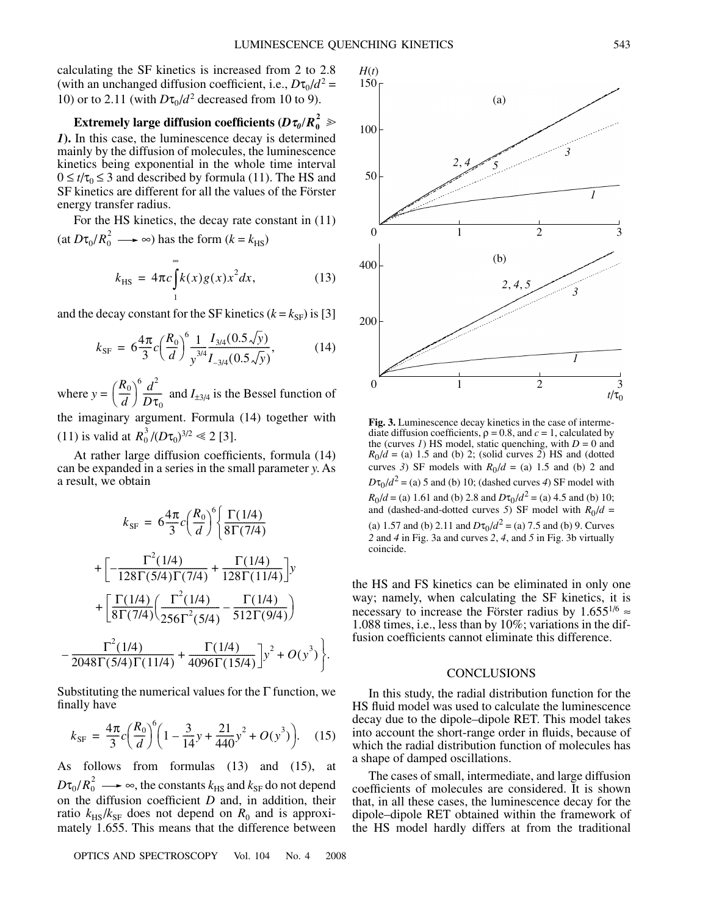calculating the SF kinetics is increased from 2 to 2.8 (with an unchanged diffusion coefficient, i.e., $D\tau_0/d^2 = 10$) or to 2.11 (with $D\tau_0/d^2$ decreased from 10 to 9).

**Extremely large diffusion coefficients ($D\tau_0/R_0^2 \gg 1$).** In this case, the luminescence decay is determined mainly by the diffusion of molecules, the luminescence kinetics being exponential in the whole time interval $0 \le t/\tau_0 \le 3$ and described by formula (11). The HS and SF kinetics are different for all the values of the Förster energy transfer radius.

For the HS kinetics, the decay rate constant in (11) (at $D\tau_0/R_0^2 \longrightarrow \infty$) has the form ($k = k_{\mathrm{HS}}$)

$$k_{\mathrm{HS}} = 4\pi c \int_1^\infty k(x) g(x) x^2 dx, \tag{13}$$

and the decay constant for the SF kinetics ($k = k_{\mathrm{SF}}$) is [3]

$$k_{\mathrm{SF}} = 6\frac{4\pi}{3} c \left(\frac{R_0}{d}\right)^6 \frac{1}{y^{3/4}} \frac{I_{3/4}(0.5\sqrt{y})}{I_{-3/4}(0.5\sqrt{y})}, \tag{14}$$

where $y = \left(\frac{R_0}{d}\right)^6 \frac{d^2}{D\tau_0}$ and $I_{\pm 3/4}$ is the Bessel function of the imaginary argument. Formula (14) together with (11) is valid at $R_0^3/(D\tau_0)^{3/2} \ll 2$ [3].

At rather large diffusion coefficients, formula (14) can be expanded in a series in the small parameter $y$. As a result, we obtain

$$\begin{aligned} k_{\mathrm{SF}} = 6\frac{4\pi}{3} c \left(\frac{R_0}{d}\right)^6 \Bigg\{ & \frac{\Gamma(1/4)}{8\Gamma(7/4)} \\ & + \left[-\frac{\Gamma^2(1/4)}{128\Gamma(5/4)\Gamma(7/4)} + \frac{\Gamma(1/4)}{128\Gamma(11/4)}\right] y \\ & + \left[\frac{\Gamma(1/4)}{8\Gamma(7/4)}\left(\frac{\Gamma^2(1/4)}{256\Gamma^2(5/4)} - \frac{\Gamma(1/4)}{512\Gamma(9/4)}\right)\right. \\ & \left. - \frac{\Gamma^2(1/4)}{2048\Gamma(5/4)\Gamma(11/4)} + \frac{\Gamma(1/4)}{4096\Gamma(15/4)}\right] y^2 + O(y^3) \Bigg\}. \end{aligned}$$

Substituting the numerical values for the $\Gamma$ function, we finally have

$$k_{\mathrm{SF}} = \frac{4\pi}{3} c \left(\frac{R_0}{d}\right)^6 \left(1 - \frac{3}{14} y + \frac{21}{440} y^2 + O(y^3)\right). \tag{15}$$

As follows from formulas (13) and (15), at $D\tau_0/R_0^2 \longrightarrow \infty$, the constants $k_{\mathrm{HS}}$ and $k_{\mathrm{SF}}$ do not depend on the diffusion coefficient $D$ and, in addition, their ratio $k_{\mathrm{HS}}/k_{\mathrm{SF}}$ does not depend on $R_0$ and is approximately 1.655. This means that the difference between the HS and FS kinetics can be eliminated in only one way; namely, when calculating the SF kinetics, it is necessary to increase the Förster radius by $1.655^{1/6} \approx 1.088$ times, i.e., less than by 10%; variations in the diffusion coefficients cannot eliminate this difference.

**Fig. 3.** Luminescence decay kinetics in the case of intermediate diffusion coefficients, $\rho = 0.8$, and $c = 1$, calculated by the (curves *1*) HS model, static quenching, with $D = 0$ and $R_0/d$ = (a) 1.5 and (b) 2; (solid curves *2*) HS and (dotted curves *3*) SF models with $R_0/d$ = (a) 1.5 and (b) 2 and $D\tau_0/d^2$ = (a) 5 and (b) 10; (dashed curves *4*) SF model with $R_0/d$ = (a) 1.61 and (b) 2.8 and $D\tau_0/d^2$ = (a) 4.5 and (b) 10; and (dashed-and-dotted curves *5*) SF model with $R_0/d$ = (a) 1.57 and (b) 2.11 and $D\tau_0/d^2$ = (a) 7.5 and (b) 9. Curves *2* and *4* in Fig. 3a and curves *2*, *4*, and *5* in Fig. 3b virtually coincide.

## CONCLUSIONS

In this study, the radial distribution function for the HS fluid model was used to calculate the luminescence decay due to the dipole–dipole RET. This model takes into account the short-range order in fluids, because of which the radial distribution function of molecules has a shape of damped oscillations.

The cases of small, intermediate, and large diffusion coefficients of molecules are considered. It is shown that, in all these cases, the luminescence decay for the dipole–dipole RET obtained within the framework of the HS model hardly differs at from the traditional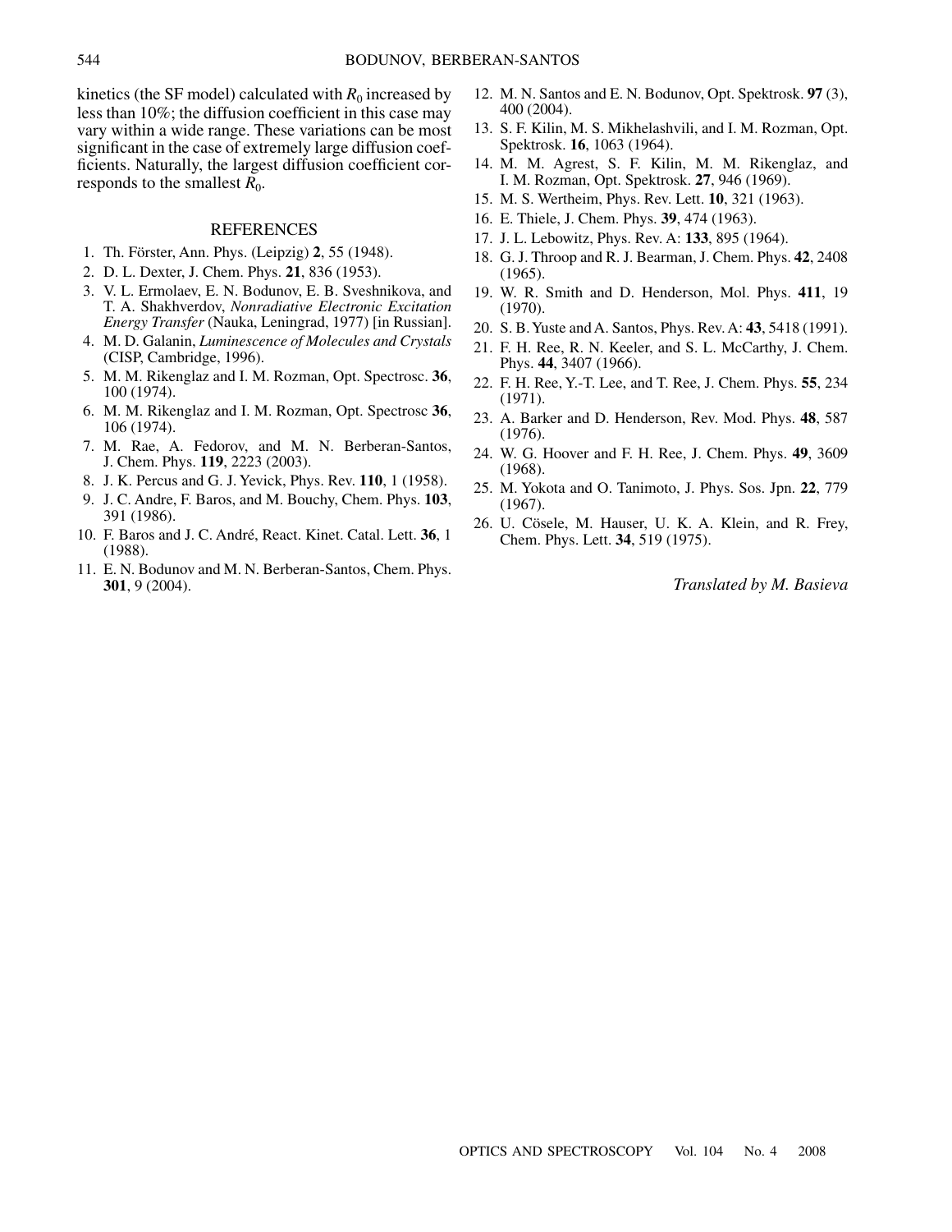kinetics (the SF model) calculated with $R_0$ increased by less than 10%; the diffusion coefficient in this case may vary within a wide range. These variations can be most significant in the case of extremely large diffusion coefficients. Naturally, the largest diffusion coefficient corresponds to the smallest $R_0$.

## REFERENCES

1. Th. Förster, Ann. Phys. (Leipzig) **2**, 55 (1948).
2. D. L. Dexter, J. Chem. Phys. **21**, 836 (1953).
3. V. L. Ermolaev, E. N. Bodunov, E. B. Sveshnikova, and T. A. Shakhverdov, *Nonradiative Electronic Excitation Energy Transfer* (Nauka, Leningrad, 1977) [in Russian].
4. M. D. Galanin, *Luminescence of Molecules and Crystals* (CISP, Cambridge, 1996).
5. M. M. Rikenglaz and I. M. Rozman, Opt. Spectrosc. **36**, 100 (1974).
6. M. M. Rikenglaz and I. M. Rozman, Opt. Spectrosc **36**, 106 (1974).
7. M. Rae, A. Fedorov, and M. N. Berberan-Santos, J. Chem. Phys. **119**, 2223 (2003).
8. J. K. Percus and G. J. Yevick, Phys. Rev. **110**, 1 (1958).
9. J. C. Andre, F. Baros, and M. Bouchy, Chem. Phys. **103**, 391 (1986).
10. F. Baros and J. C. André, React. Kinet. Catal. Lett. **36**, 1 (1988).
11. E. N. Bodunov and M. N. Berberan-Santos, Chem. Phys. **301**, 9 (2004).
12. M. N. Santos and E. N. Bodunov, Opt. Spektrosk. **97** (3), 400 (2004).
13. S. F. Kilin, M. S. Mikhelashvili, and I. M. Rozman, Opt. Spektrosk. **16**, 1063 (1964).
14. M. M. Agrest, S. F. Kilin, M. M. Rikenglaz, and I. M. Rozman, Opt. Spektrosk. **27**, 946 (1969).
15. M. S. Wertheim, Phys. Rev. Lett. **10**, 321 (1963).
16. E. Thiele, J. Chem. Phys. **39**, 474 (1963).
17. J. L. Lebowitz, Phys. Rev. A: **133**, 895 (1964).
18. G. J. Throop and R. J. Bearman, J. Chem. Phys. **42**, 2408 (1965).
19. W. R. Smith and D. Henderson, Mol. Phys. **411**, 19 (1970).
20. S. B. Yuste and A. Santos, Phys. Rev. A: **43**, 5418 (1991).
21. F. H. Ree, R. N. Keeler, and S. L. McCarthy, J. Chem. Phys. **44**, 3407 (1966).
22. F. H. Ree, Y.-T. Lee, and T. Ree, J. Chem. Phys. **55**, 234 (1971).
23. A. Barker and D. Henderson, Rev. Mod. Phys. **48**, 587 (1976).
24. W. G. Hoover and F. H. Ree, J. Chem. Phys. **49**, 3609 (1968).
25. M. Yokota and O. Tanimoto, J. Phys. Sos. Jpn. **22**, 779 (1967).
26. U. Cösele, M. Hauser, U. K. A. Klein, and R. Frey, Chem. Phys. Lett. **34**, 519 (1975).

*Translated by M. Basieva*